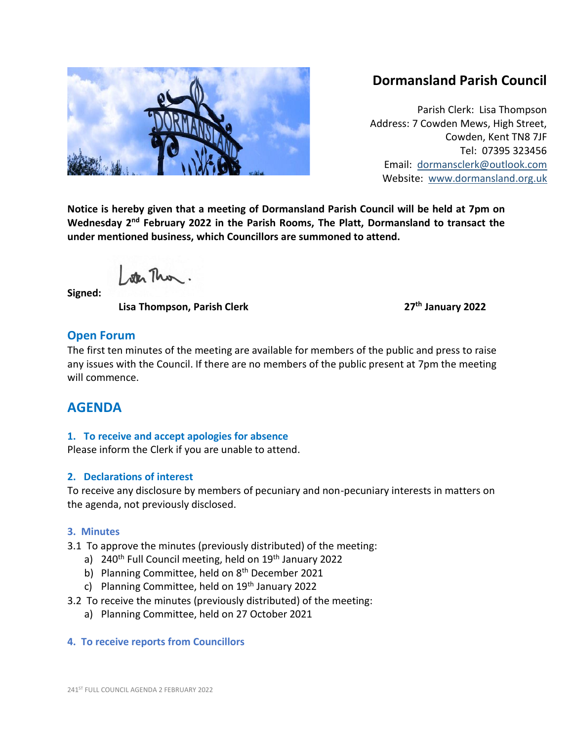# Dormansland Parish Council

Parish Clerk: Lisa Thompson
Address: 7 Cowden Mews, High Street,
Cowden, Kent TN8 7JF
Tel: 07395 323456
Email: dormansclerk@outlook.com
Website: www.dormansland.org.uk

**Notice is hereby given that a meeting of Dormansland Parish Council will be held at 7pm on Wednesday 2nd February 2022 in the Parish Rooms, The Platt, Dormansland to transact the under mentioned business, which Councillors are summoned to attend.**

**Signed:**

**Lisa Thompson, Parish Clerk** **27th January 2022**

## Open Forum

The first ten minutes of the meeting are available for members of the public and press to raise any issues with the Council. If there are no members of the public present at 7pm the meeting will commence.

## AGENDA

### 1. To receive and accept apologies for absence

Please inform the Clerk if you are unable to attend.

### 2. Declarations of interest

To receive any disclosure by members of pecuniary and non-pecuniary interests in matters on the agenda, not previously disclosed.

### 3. Minutes

3.1 To approve the minutes (previously distributed) of the meeting:

a) 240th Full Council meeting, held on 19th January 2022
b) Planning Committee, held on 8th December 2021
c) Planning Committee, held on 19th January 2022

3.2 To receive the minutes (previously distributed) of the meeting:

a) Planning Committee, held on 27 October 2021

### 4. To receive reports from Councillors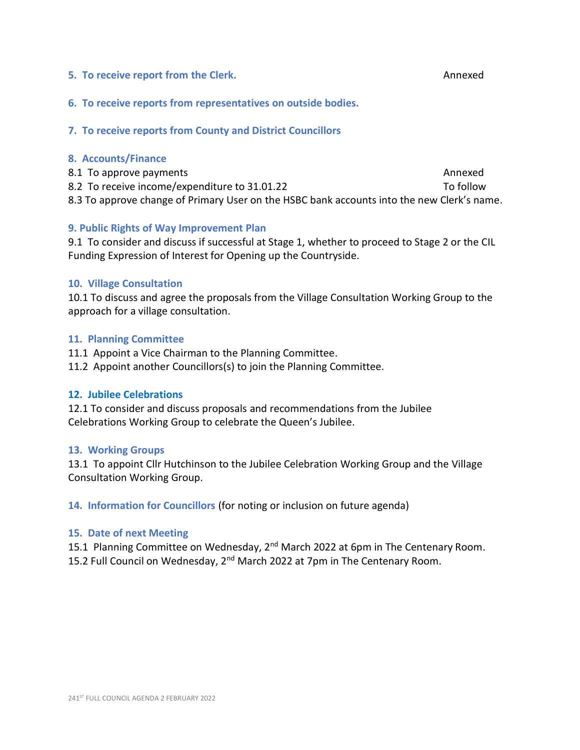## 5. To receive report from the Clerk.

Annexed

## 6. To receive reports from representatives on outside bodies.

## 7. To receive reports from County and District Councillors

## 8. Accounts/Finance

8.1 To approve payments — Annexed

8.2 To receive income/expenditure to 31.01.22 — To follow

8.3 To approve change of Primary User on the HSBC bank accounts into the new Clerk's name.

## 9. Public Rights of Way Improvement Plan

9.1 To consider and discuss if successful at Stage 1, whether to proceed to Stage 2 or the CIL Funding Expression of Interest for Opening up the Countryside.

## 10. Village Consultation

10.1 To discuss and agree the proposals from the Village Consultation Working Group to the approach for a village consultation.

## 11. Planning Committee

11.1 Appoint a Vice Chairman to the Planning Committee.

11.2 Appoint another Councillors(s) to join the Planning Committee.

## 12. Jubilee Celebrations

12.1 To consider and discuss proposals and recommendations from the Jubilee Celebrations Working Group to celebrate the Queen's Jubilee.

## 13. Working Groups

13.1 To appoint Cllr Hutchinson to the Jubilee Celebration Working Group and the Village Consultation Working Group.

## 14. Information for Councillors (for noting or inclusion on future agenda)

## 15. Date of next Meeting

15.1 Planning Committee on Wednesday, 2nd March 2022 at 6pm in The Centenary Room.

15.2 Full Council on Wednesday, 2nd March 2022 at 7pm in The Centenary Room.